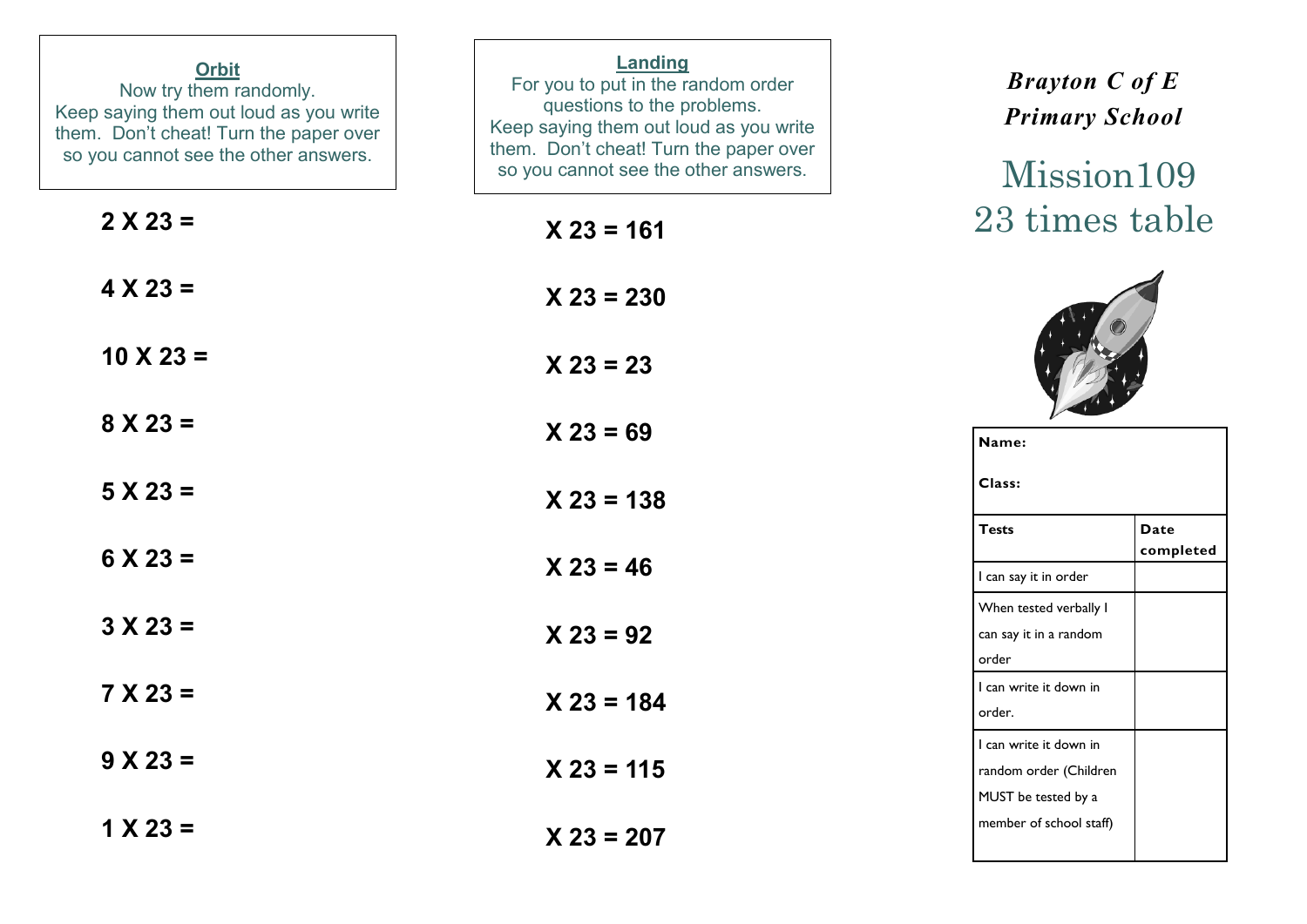### Orbit

Now try them randomly.
Keep saying them out loud as you write them. Don't cheat! Turn the paper over so you cannot see the other answers.

**2 X 23 =**

**4 X 23 =**

**10 X 23 =**

**8 X 23 =**

**5 X 23 =**

**6 X 23 =**

**3 X 23 =**

**7 X 23 =**

**9 X 23 =**

**1 X 23 =**

### Landing

For you to put in the random order questions to the problems.
Keep saying them out loud as you write them. Don't cheat! Turn the paper over so you cannot see the other answers.

**X 23 = 161**

**X 23 = 230**

**X 23 = 23**

**X 23 = 69**

**X 23 = 138**

**X 23 = 46**

**X 23 = 92**

**X 23 = 184**

**X 23 = 115**

**X 23 = 207**

***Brayton C of E Primary School***

# Mission109
# 23 times table

**Name:**

**Class:**

| **Tests** | **Date completed** |
|---|---|
| I can say it in order | |
| When tested verbally I can say it in a random order | |
| I can write it down in order. | |
| I can write it down in random order (Children MUST be tested by a member of school staff) | |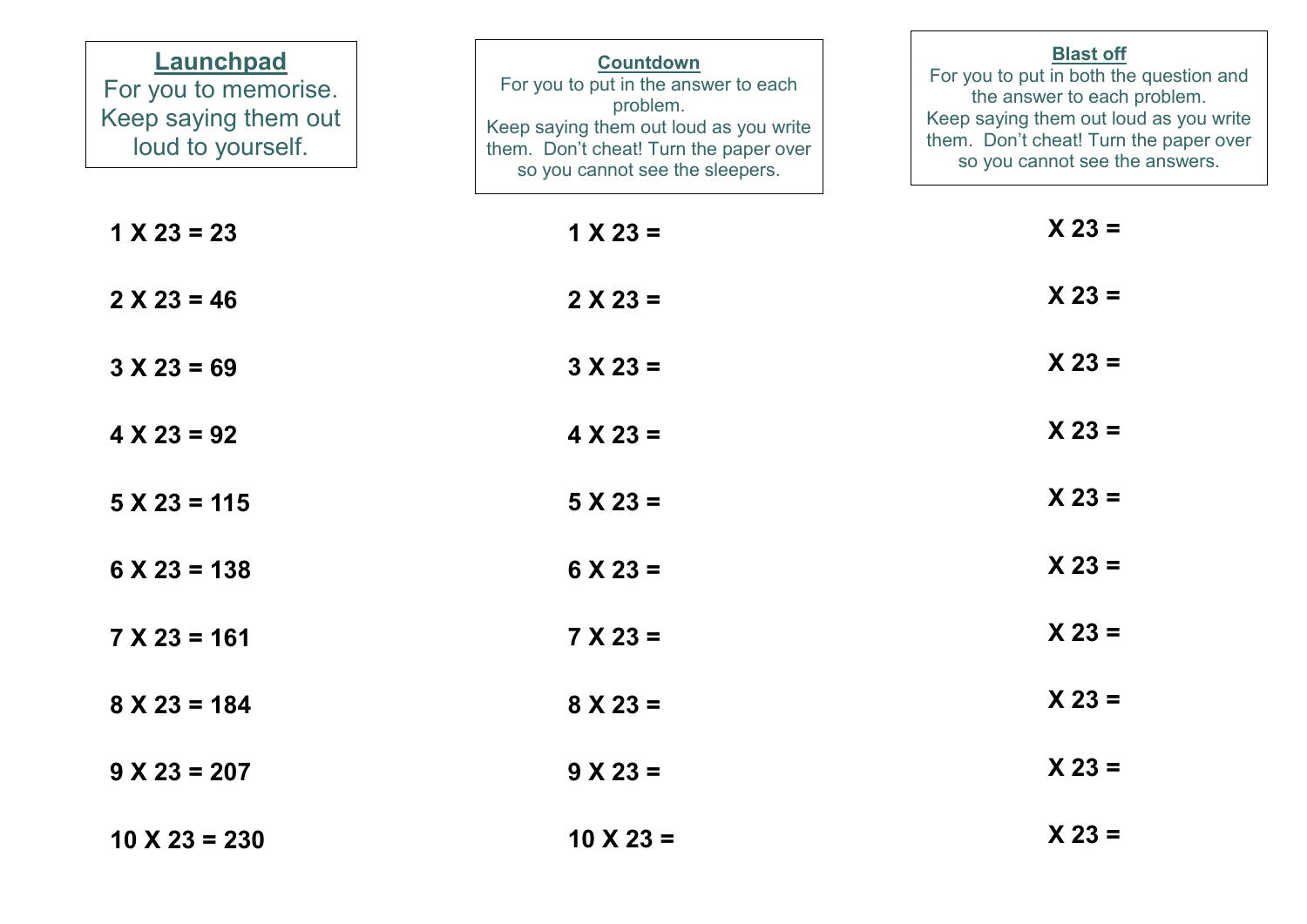| **Launchpad** For you to memorise. Keep saying them out loud to yourself. | **Countdown** For you to put in the answer to each problem. Keep saying them out loud as you write them. Don't cheat! Turn the paper over so you cannot see the sleepers. | **Blast off** For you to put in both the question and the answer to each problem. Keep saying them out loud as you write them. Don't cheat! Turn the paper over so you cannot see the answers. |
|---|---|---|
| **1 X 23 = 23** | **1 X 23 =** | **X 23 =** |
| **2 X 23 = 46** | **2 X 23 =** | **X 23 =** |
| **3 X 23 = 69** | **3 X 23 =** | **X 23 =** |
| **4 X 23 = 92** | **4 X 23 =** | **X 23 =** |
| **5 X 23 = 115** | **5 X 23 =** | **X 23 =** |
| **6 X 23 = 138** | **6 X 23 =** | **X 23 =** |
| **7 X 23 = 161** | **7 X 23 =** | **X 23 =** |
| **8 X 23 = 184** | **8 X 23 =** | **X 23 =** |
| **9 X 23 = 207** | **9 X 23 =** | **X 23 =** |
| **10 X 23 = 230** | **10 X 23 =** | **X 23 =** |